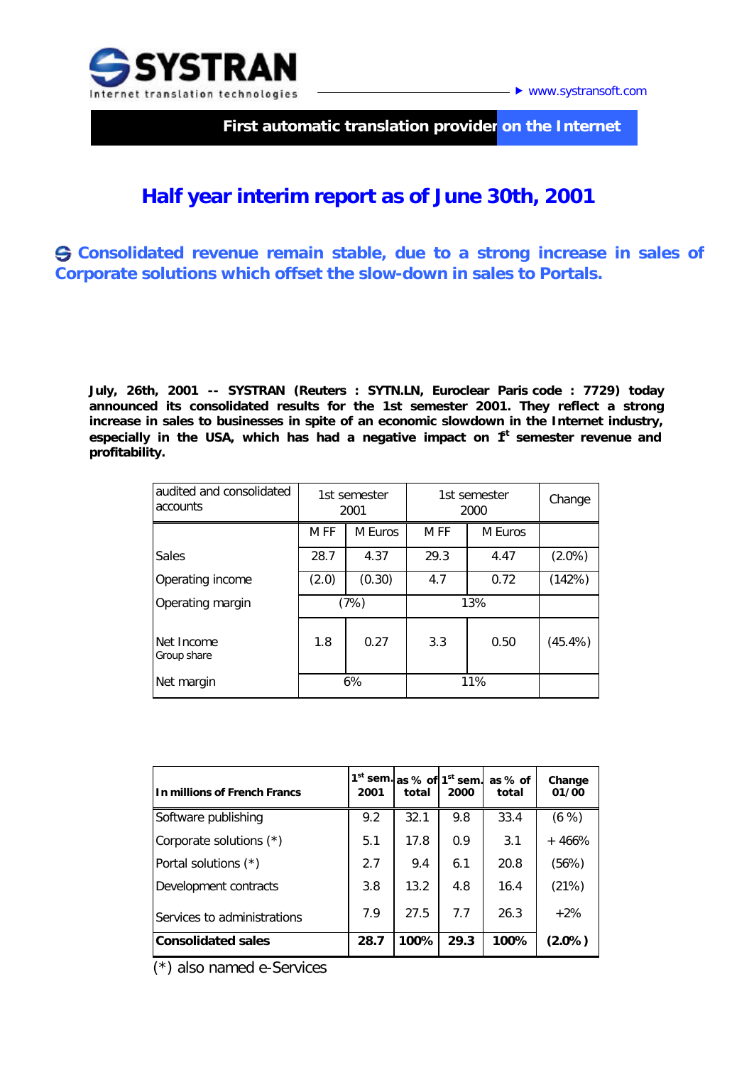**SYSTRAN**
Internet translation technologies

www.systransoft.com

**First automatic translation provider on the Internet**

# Half year interim report as of June 30th, 2001

## Consolidated revenue remain stable, due to a strong increase in sales of Corporate solutions which offset the slow-down in sales to Portals.

**July, 26th, 2001 -- SYSTRAN (Reuters : SYTN.LN, Euroclear Paris code : 7729) today announced its consolidated results for the 1st semester 2001. They reflect a strong increase in sales to businesses in spite of an economic slowdown in the Internet industry, especially in the USA, which has had a negative impact on 1st semester revenue and profitability.**

| audited and consolidated accounts | 1st semester 2001 | | 1st semester 2000 | | Change |
|---|---|---|---|---|---|
| | M FF | M Euros | M FF | M Euros | |
| Sales | 28.7 | 4.37 | 29.3 | 4.47 | (2.0%) |
| Operating income | (2.0) | (0.30) | 4.7 | 0.72 | (142%) |
| Operating margin | (7%) | | 13% | | |
| Net Income Group share | 1.8 | 0.27 | 3.3 | 0.50 | (45.4%) |
| Net margin | 6% | | 11% | | |

| **In millions of French Francs** | **1st sem. 2001** | **as % of total** | **1st sem. 2000** | **as % of total** | **Change 01/00** |
|---|---|---|---|---|---|
| Software publishing | 9.2 | 32.1 | 9.8 | 33.4 | (6 %) |
| Corporate solutions (*) | 5.1 | 17.8 | 0.9 | 3.1 | + 466% |
| Portal solutions (*) | 2.7 | 9.4 | 6.1 | 20.8 | (56%) |
| Development contracts | 3.8 | 13.2 | 4.8 | 16.4 | (21%) |
| Services to administrations | 7.9 | 27.5 | 7.7 | 26.3 | +2% |
| **Consolidated sales** | **28.7** | **100%** | **29.3** | **100%** | **(2.0%)** |

(*) also named e-Services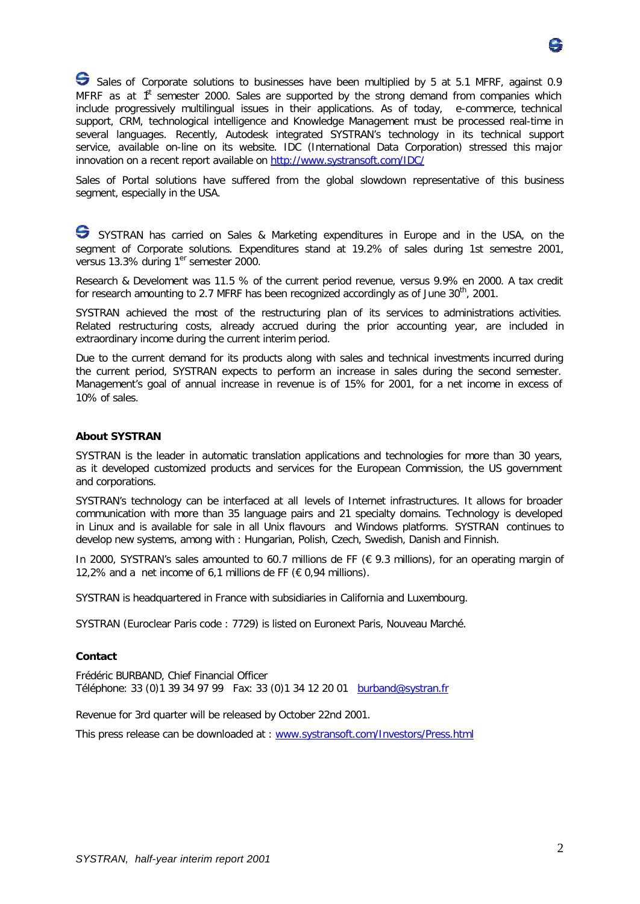Sales of Corporate solutions to businesses have been multiplied by 5 at 5.1 MFRF, against 0.9 MFRF as at 1st semester 2000. Sales are supported by the strong demand from companies which include progressively multilingual issues in their applications. As of today, e-commerce, technical support, CRM, technological intelligence and Knowledge Management must be processed real-time in several languages. Recently, Autodesk integrated SYSTRAN's technology in its technical support service, available on-line on its website. IDC (International Data Corporation) stressed this major innovation on a recent report available on http://www.systransoft.com/IDC/

Sales of Portal solutions have suffered from the global slowdown representative of this business segment, especially in the USA.

SYSTRAN has carried on Sales & Marketing expenditures in Europe and in the USA, on the segment of Corporate solutions. Expenditures stand at 19.2% of sales during 1st semestre 2001, versus 13.3% during 1er semester 2000.

Research & Develoment was 11.5 % of the current period revenue, versus 9.9% en 2000. A tax credit for research amounting to 2.7 MFRF has been recognized accordingly as of June 30th, 2001.

SYSTRAN achieved the most of the restructuring plan of its services to administrations activities. Related restructuring costs, already accrued during the prior accounting year, are included in extraordinary income during the current interim period.

Due to the current demand for its products along with sales and technical investments incurred during the current period, SYSTRAN expects to perform an increase in sales during the second semester. Management's goal of annual increase in revenue is of 15% for 2001, for a net income in excess of 10% of sales.

**About SYSTRAN**

SYSTRAN is the leader in automatic translation applications and technologies for more than 30 years, as it developed customized products and services for the European Commission, the US government and corporations.

SYSTRAN's technology can be interfaced at all levels of Internet infrastructures. It allows for broader communication with more than 35 language pairs and 21 specialty domains. Technology is developed in Linux and is available for sale in all Unix flavours and Windows platforms. SYSTRAN continues to develop new systems, among with : Hungarian, Polish, Czech, Swedish, Danish and Finnish.

In 2000, SYSTRAN's sales amounted to 60.7 millions de FF (€ 9.3 millions), for an operating margin of 12,2% and a net income of 6,1 millions de FF (€ 0,94 millions).

SYSTRAN is headquartered in France with subsidiaries in California and Luxembourg.

SYSTRAN (Euroclear Paris code : 7729) is listed on Euronext Paris, Nouveau Marché.

**Contact**

Frédéric BURBAND, Chief Financial Officer
Téléphone: 33 (0)1 39 34 97 99 Fax: 33 (0)1 34 12 20 01 burband@systran.fr

Revenue for 3rd quarter will be released by October 22nd 2001.

This press release can be downloaded at : www.systransoft.com/Investors/Press.html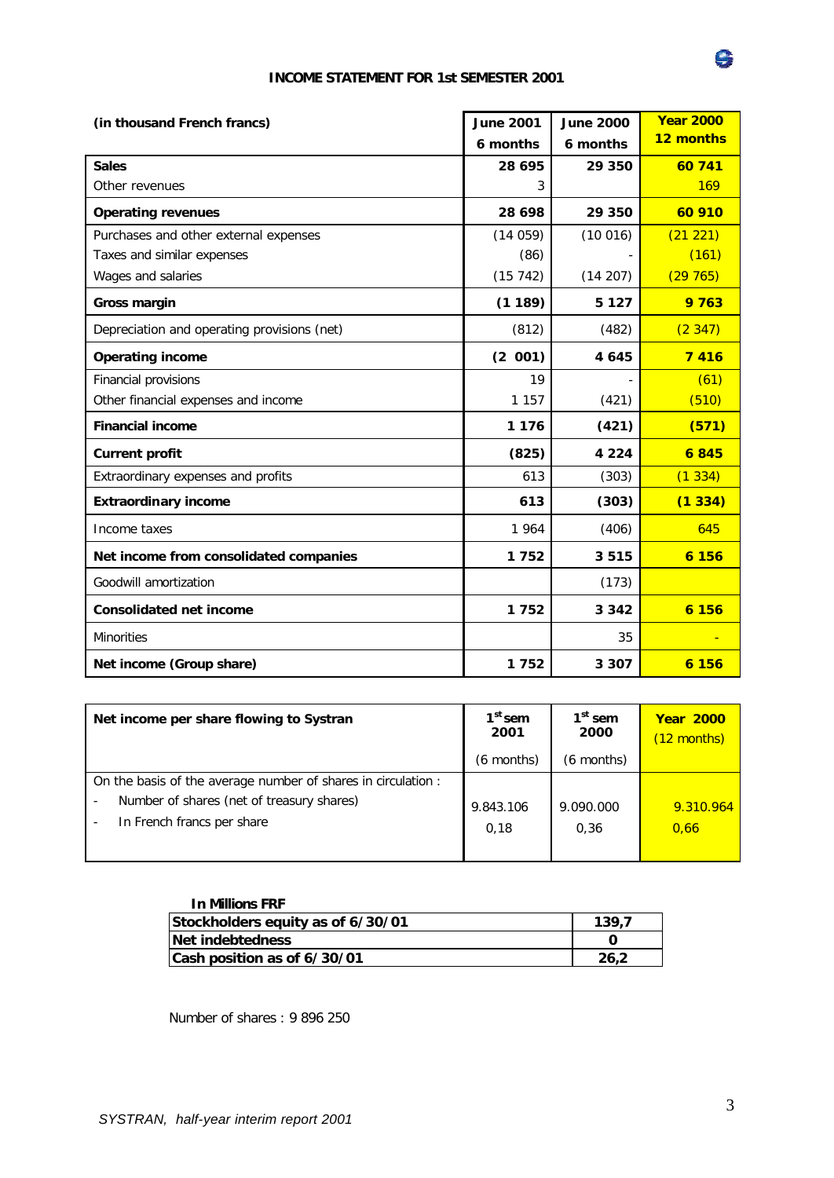# INCOME STATEMENT FOR 1st SEMESTER 2001

| (in thousand French francs) | June 2001 6 months | June 2000 6 months | Year 2000 12 months |
|---|---|---|---|
| **Sales** | **28 695** | **29 350** | **60 741** |
| Other revenues | 3 | | 169 |
| **Operating revenues** | **28 698** | **29 350** | **60 910** |
| Purchases and other external expenses | (14 059) | (10 016) | (21 221) |
| Taxes and similar expenses | (86) | - | (161) |
| Wages and salaries | (15 742) | (14 207) | (29 765) |
| **Gross margin** | **(1 189)** | **5 127** | **9 763** |
| Depreciation and operating provisions (net) | (812) | (482) | (2 347) |
| **Operating income** | **(2 001)** | **4 645** | **7 416** |
| Financial provisions | 19 | - | (61) |
| Other financial expenses and income | 1 157 | (421) | (510) |
| **Financial income** | **1 176** | **(421)** | **(571)** |
| **Current profit** | **(825)** | **4 224** | **6 845** |
| Extraordinary expenses and profits | 613 | (303) | (1 334) |
| **Extraordinary income** | **613** | **(303)** | **(1 334)** |
| Income taxes | 1 964 | (406) | 645 |
| **Net income from consolidated companies** | **1 752** | **3 515** | **6 156** |
| Goodwill amortization | | (173) | |
| **Consolidated net income** | **1 752** | **3 342** | **6 156** |
| Minorities | | 35 | - |
| **Net income (Group share)** | **1 752** | **3 307** | **6 156** |

| **Net income per share flowing to Systran** | **1st sem 2001** (6 months) | **1st sem 2000** (6 months) | **Year 2000** (12 months) |
|---|---|---|---|
| On the basis of the average number of shares in circulation : | | | |
| - Number of shares (net of treasury shares) | 9.843.106 | 9.090.000 | 9.310.964 |
| - In French francs per share | 0,18 | 0,36 | 0,66 |

**In Millions FRF**

| | |
|---|---|
| **Stockholders equity as of 6/30/01** | **139,7** |
| **Net indebtedness** | **0** |
| **Cash position as of 6/30/01** | **26,2** |

Number of shares : 9 896 250

*SYSTRAN, half-year interim report 2001*